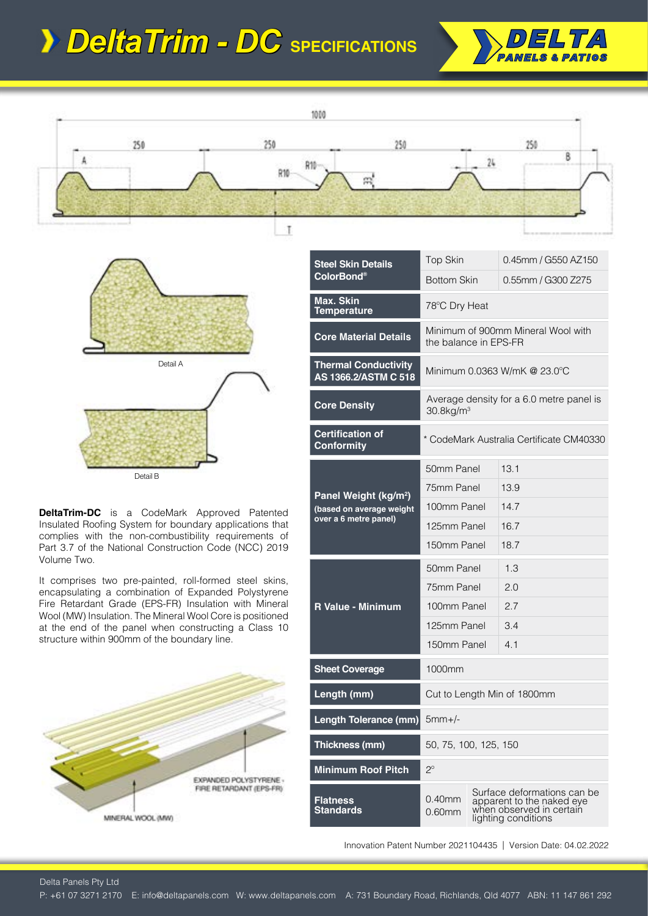# DeltaTrim - DC SPECIFICATIONS

DELTA PANELS & PATIOS

Detail A

Detail B

**DeltaTrim-DC** is a CodeMark Approved Patented Insulated Roofing System for boundary applications that complies with the non-combustibility requirements of Part 3.7 of the National Construction Code (NCC) 2019 Volume Two.

It comprises two pre-painted, roll-formed steel skins, encapsulating a combination of Expanded Polystyrene Fire Retardant Grade (EPS-FR) Insulation with Mineral Wool (MW) Insulation. The Mineral Wool Core is positioned at the end of the panel when constructing a Class 10 structure within 900mm of the boundary line.

EXPANDED POLYSTYRENE - FIRE RETARDANT (EPS-FR)

MINERAL WOOL (MW)

| Specification | | |
|---|---|---|
| **Steel Skin Details ColorBond®** | Top Skin | 0.45mm / G550 AZ150 |
| | Bottom Skin | 0.55mm / G300 Z275 |
| **Max. Skin Temperature** | 78°C Dry Heat | |
| **Core Material Details** | Minimum of 900mm Mineral Wool with the balance in EPS-FR | |
| **Thermal Conductivity AS 1366.2/ASTM C 518** | Minimum 0.0363 W/mK @ 23.0°C | |
| **Core Density** | Average density for a 6.0 metre panel is 30.8kg/m³ | |
| **Certification of Conformity** | * CodeMark Australia Certificate CM40330 | |
| **Panel Weight (kg/m²) (based on average weight over a 6 metre panel)** | 50mm Panel | 13.1 |
| | 75mm Panel | 13.9 |
| | 100mm Panel | 14.7 |
| | 125mm Panel | 16.7 |
| | 150mm Panel | 18.7 |
| **R Value - Minimum** | 50mm Panel | 1.3 |
| | 75mm Panel | 2.0 |
| | 100mm Panel | 2.7 |
| | 125mm Panel | 3.4 |
| | 150mm Panel | 4.1 |
| **Sheet Coverage** | 1000mm | |
| **Length (mm)** | Cut to Length Min of 1800mm | |
| **Length Tolerance (mm)** | 5mm+/- | |
| **Thickness (mm)** | 50, 75, 100, 125, 150 | |
| **Minimum Roof Pitch** | 2° | |
| **Flatness Standards** | 0.40mm 0.60mm | Surface deformations can be apparent to the naked eye when observed in certain lighting conditions |

Innovation Patent Number 2021104435 | Version Date: 04.02.2022

Delta Panels Pty Ltd

P: +61 07 3271 2170 E: info@deltapanels.com W: www.deltapanels.com A: 731 Boundary Road, Richlands, Qld 4077 ABN: 11 147 861 292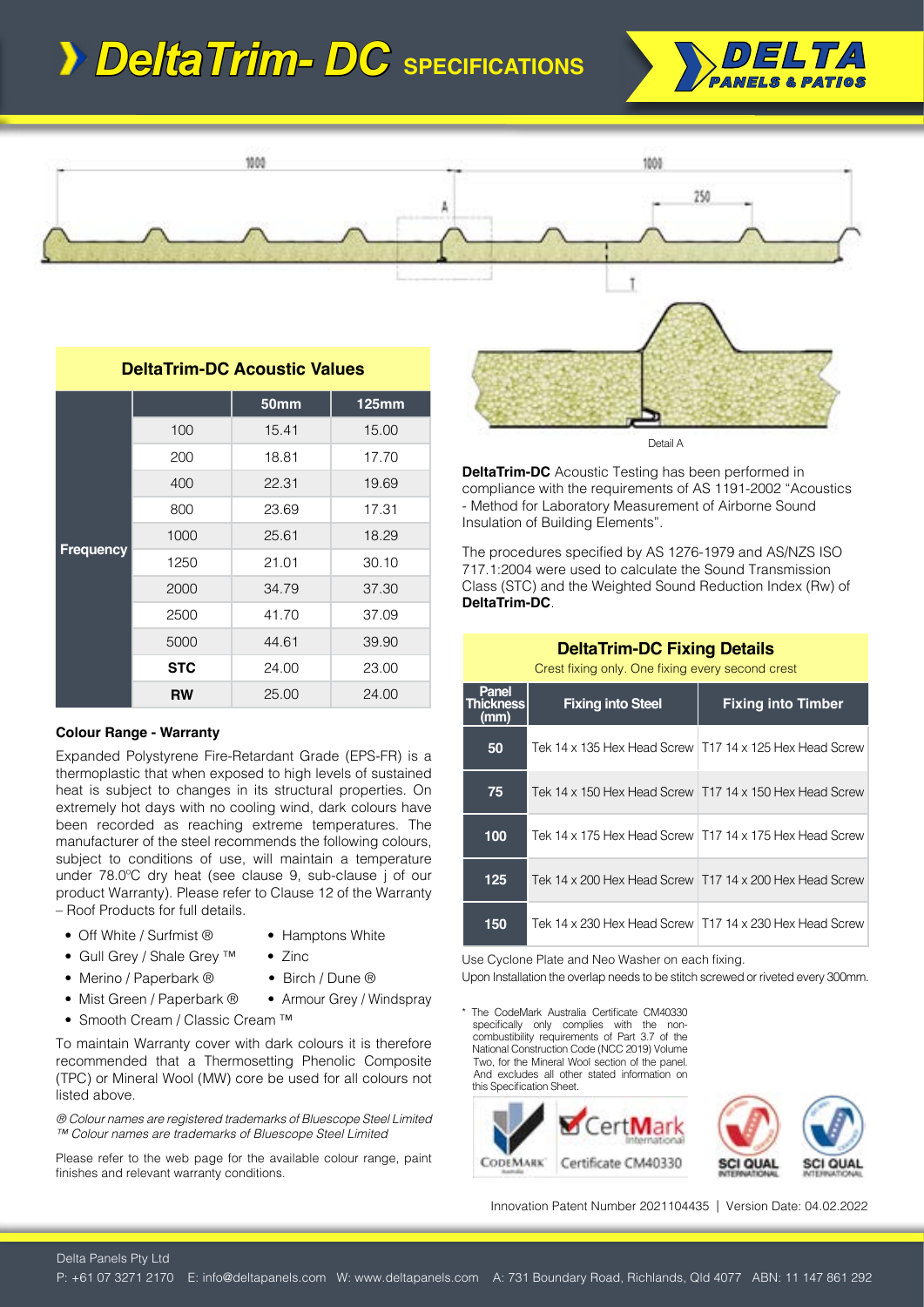# DeltaTrim- DC SPECIFICATIONS

1000

1000

250

A

T

Detail A

## DeltaTrim-DC Acoustic Values

| | | 50mm | 125mm |
|---|---|---|---|
| Frequency | 100 | 15.41 | 15.00 |
| | 200 | 18.81 | 17.70 |
| | 400 | 22.31 | 19.69 |
| | 800 | 23.69 | 17.31 |
| | 1000 | 25.61 | 18.29 |
| | 1250 | 21.01 | 30.10 |
| | 2000 | 34.79 | 37.30 |
| | 2500 | 41.70 | 37.09 |
| | 5000 | 44.61 | 39.90 |
| | **STC** | 24.00 | 23.00 |
| | **RW** | 25.00 | 24.00 |

**DeltaTrim-DC** Acoustic Testing has been performed in compliance with the requirements of AS 1191-2002 "Acoustics - Method for Laboratory Measurement of Airborne Sound Insulation of Building Elements".

The procedures specified by AS 1276-1979 and AS/NZS ISO 717.1:2004 were used to calculate the Sound Transmission Class (STC) and the Weighted Sound Reduction Index (Rw) of **DeltaTrim-DC**.

### Colour Range - Warranty

Expanded Polystyrene Fire-Retardant Grade (EPS-FR) is a thermoplastic that when exposed to high levels of sustained heat is subject to changes in its structural properties. On extremely hot days with no cooling wind, dark colours have been recorded as reaching extreme temperatures. The manufacturer of the steel recommends the following colours, subject to conditions of use, will maintain a temperature under 78.0ºC dry heat (see clause 9, sub-clause j of our product Warranty). Please refer to Clause 12 of the Warranty – Roof Products for full details.

- Off White / Surfmist ®
- Gull Grey / Shale Grey ™
- Merino / Paperbark ®
- Mist Green / Paperbark ®
- Smooth Cream / Classic Cream ™
- Hamptons White
- Zinc
- Birch / Dune ®
- Armour Grey / Windspray

To maintain Warranty cover with dark colours it is therefore recommended that a Thermosetting Phenolic Composite (TPC) or Mineral Wool (MW) core be used for all colours not listed above.

*® Colour names are registered trademarks of Bluescope Steel Limited*
*™ Colour names are trademarks of Bluescope Steel Limited*

Please refer to the web page for the available colour range, paint finishes and relevant warranty conditions.

## DeltaTrim-DC Fixing Details

Crest fixing only. One fixing every second crest

| Panel Thickness (mm) | Fixing into Steel | Fixing into Timber |
|---|---|---|
| 50 | Tek 14 x 135 Hex Head Screw | T17 14 x 125 Hex Head Screw |
| 75 | Tek 14 x 150 Hex Head Screw | T17 14 x 150 Hex Head Screw |
| 100 | Tek 14 x 175 Hex Head Screw | T17 14 x 175 Hex Head Screw |
| 125 | Tek 14 x 200 Hex Head Screw | T17 14 x 200 Hex Head Screw |
| 150 | Tek 14 x 230 Hex Head Screw | T17 14 x 230 Hex Head Screw |

Use Cyclone Plate and Neo Washer on each fixing.
Upon Installation the overlap needs to be stitch screwed or riveted every 300mm.

\* The CodeMark Australia Certificate CM40330 specifically only complies with the non-combustibility requirements of Part 3.7 of the National Construction Code (NCC 2019) Volume Two, for the Mineral Wool section of the panel. And excludes all other stated information on this Specification Sheet.

CODEMARK CertMark International Certificate CM40330 SCI QUAL INTERNATIONAL SCI QUAL INTERNATIONAL

Innovation Patent Number 2021104435 | Version Date: 04.02.2022

Delta Panels Pty Ltd
P: +61 07 3271 2170 E: info@deltapanels.com W: www.deltapanels.com A: 731 Boundary Road, Richlands, Qld 4077 ABN: 11 147 861 292